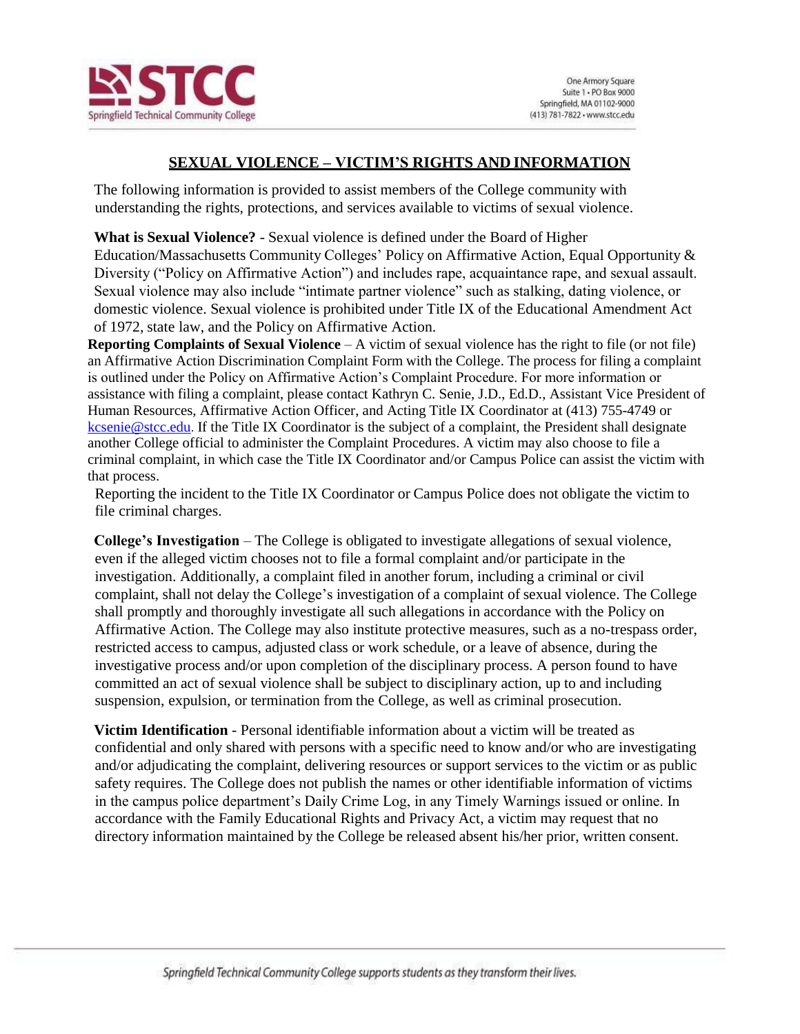# SEXUAL VIOLENCE – VICTIM'S RIGHTS AND INFORMATION

The following information is provided to assist members of the College community with understanding the rights, protections, and services available to victims of sexual violence.

**What is Sexual Violence?** - Sexual violence is defined under the Board of Higher Education/Massachusetts Community Colleges' Policy on Affirmative Action, Equal Opportunity & Diversity ("Policy on Affirmative Action") and includes rape, acquaintance rape, and sexual assault. Sexual violence may also include "intimate partner violence" such as stalking, dating violence, or domestic violence. Sexual violence is prohibited under Title IX of the Educational Amendment Act of 1972, state law, and the Policy on Affirmative Action.

**Reporting Complaints of Sexual Violence** – A victim of sexual violence has the right to file (or not file) an Affirmative Action Discrimination Complaint Form with the College. The process for filing a complaint is outlined under the Policy on Affirmative Action's Complaint Procedure. For more information or assistance with filing a complaint, please contact Kathryn C. Senie, J.D., Ed.D., Assistant Vice President of Human Resources, Affirmative Action Officer, and Acting Title IX Coordinator at (413) 755-4749 or kcsenie@stcc.edu. If the Title IX Coordinator is the subject of a complaint, the President shall designate another College official to administer the Complaint Procedures. A victim may also choose to file a criminal complaint, in which case the Title IX Coordinator and/or Campus Police can assist the victim with that process.

Reporting the incident to the Title IX Coordinator or Campus Police does not obligate the victim to file criminal charges.

**College's Investigation** – The College is obligated to investigate allegations of sexual violence, even if the alleged victim chooses not to file a formal complaint and/or participate in the investigation. Additionally, a complaint filed in another forum, including a criminal or civil complaint, shall not delay the College's investigation of a complaint of sexual violence. The College shall promptly and thoroughly investigate all such allegations in accordance with the Policy on Affirmative Action. The College may also institute protective measures, such as a no-trespass order, restricted access to campus, adjusted class or work schedule, or a leave of absence, during the investigative process and/or upon completion of the disciplinary process. A person found to have committed an act of sexual violence shall be subject to disciplinary action, up to and including suspension, expulsion, or termination from the College, as well as criminal prosecution.

**Victim Identification** - Personal identifiable information about a victim will be treated as confidential and only shared with persons with a specific need to know and/or who are investigating and/or adjudicating the complaint, delivering resources or support services to the victim or as public safety requires. The College does not publish the names or other identifiable information of victims in the campus police department's Daily Crime Log, in any Timely Warnings issued or online. In accordance with the Family Educational Rights and Privacy Act, a victim may request that no directory information maintained by the College be released absent his/her prior, written consent.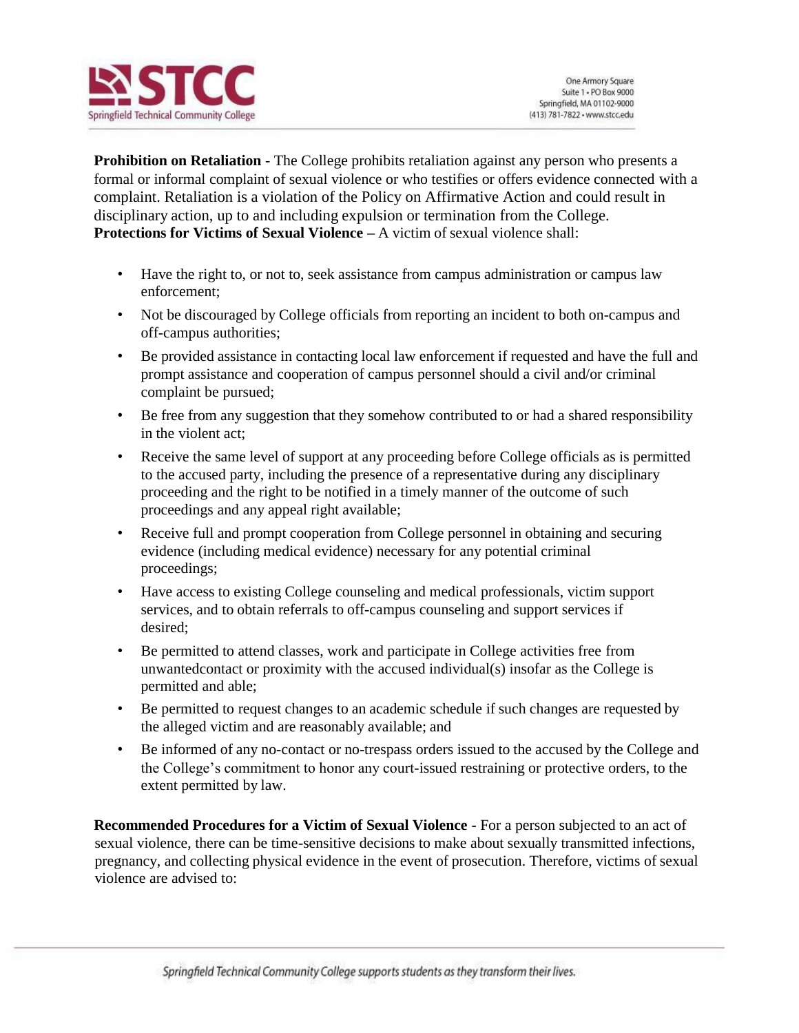**Prohibition on Retaliation** - The College prohibits retaliation against any person who presents a formal or informal complaint of sexual violence or who testifies or offers evidence connected with a complaint. Retaliation is a violation of the Policy on Affirmative Action and could result in disciplinary action, up to and including expulsion or termination from the College.

**Protections for Victims of Sexual Violence** – A victim of sexual violence shall:

- Have the right to, or not to, seek assistance from campus administration or campus law enforcement;
- Not be discouraged by College officials from reporting an incident to both on-campus and off-campus authorities;
- Be provided assistance in contacting local law enforcement if requested and have the full and prompt assistance and cooperation of campus personnel should a civil and/or criminal complaint be pursued;
- Be free from any suggestion that they somehow contributed to or had a shared responsibility in the violent act;
- Receive the same level of support at any proceeding before College officials as is permitted to the accused party, including the presence of a representative during any disciplinary proceeding and the right to be notified in a timely manner of the outcome of such proceedings and any appeal right available;
- Receive full and prompt cooperation from College personnel in obtaining and securing evidence (including medical evidence) necessary for any potential criminal proceedings;
- Have access to existing College counseling and medical professionals, victim support services, and to obtain referrals to off-campus counseling and support services if desired;
- Be permitted to attend classes, work and participate in College activities free from unwantedcontact or proximity with the accused individual(s) insofar as the College is permitted and able;
- Be permitted to request changes to an academic schedule if such changes are requested by the alleged victim and are reasonably available; and
- Be informed of any no-contact or no-trespass orders issued to the accused by the College and the College's commitment to honor any court-issued restraining or protective orders, to the extent permitted by law.

**Recommended Procedures for a Victim of Sexual Violence** - For a person subjected to an act of sexual violence, there can be time-sensitive decisions to make about sexually transmitted infections, pregnancy, and collecting physical evidence in the event of prosecution. Therefore, victims of sexual violence are advised to: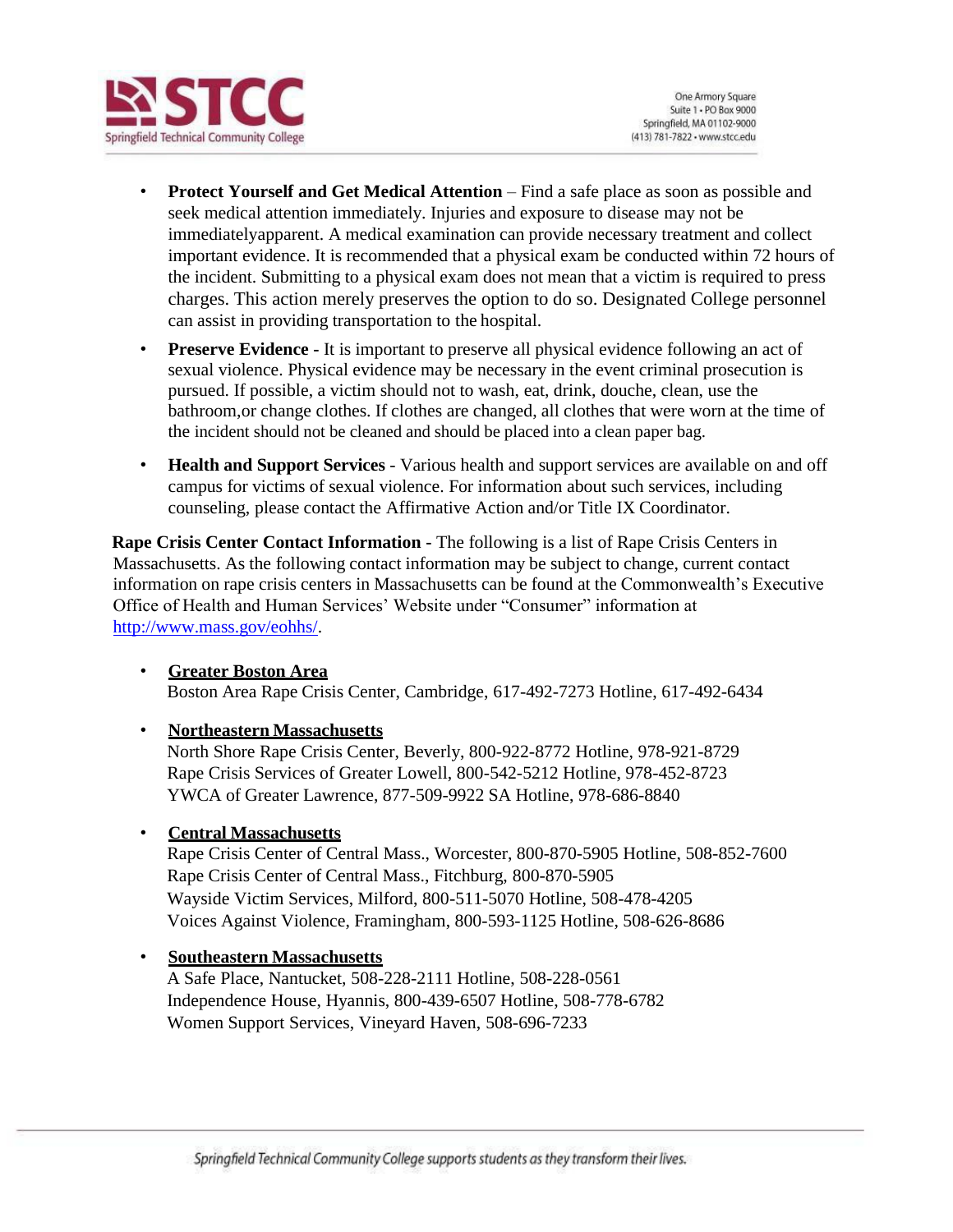- **Protect Yourself and Get Medical Attention** – Find a safe place as soon as possible and seek medical attention immediately. Injuries and exposure to disease may not be immediatelyapparent. A medical examination can provide necessary treatment and collect important evidence. It is recommended that a physical exam be conducted within 72 hours of the incident. Submitting to a physical exam does not mean that a victim is required to press charges. This action merely preserves the option to do so. Designated College personnel can assist in providing transportation to the hospital.
- **Preserve Evidence -** It is important to preserve all physical evidence following an act of sexual violence. Physical evidence may be necessary in the event criminal prosecution is pursued. If possible, a victim should not to wash, eat, drink, douche, clean, use the bathroom,or change clothes. If clothes are changed, all clothes that were worn at the time of the incident should not be cleaned and should be placed into a clean paper bag.
- **Health and Support Services** - Various health and support services are available on and off campus for victims of sexual violence. For information about such services, including counseling, please contact the Affirmative Action and/or Title IX Coordinator.

**Rape Crisis Center Contact Information -** The following is a list of Rape Crisis Centers in Massachusetts. As the following contact information may be subject to change, current contact information on rape crisis centers in Massachusetts can be found at the Commonwealth's Executive Office of Health and Human Services' Website under "Consumer" information at http://www.mass.gov/eohhs/.

- **Greater Boston Area**
  Boston Area Rape Crisis Center, Cambridge, 617-492-7273 Hotline, 617-492-6434
- **Northeastern Massachusetts**
  North Shore Rape Crisis Center, Beverly, 800-922-8772 Hotline, 978-921-8729
  Rape Crisis Services of Greater Lowell, 800-542-5212 Hotline, 978-452-8723
  YWCA of Greater Lawrence, 877-509-9922 SA Hotline, 978-686-8840
- **Central Massachusetts**
  Rape Crisis Center of Central Mass., Worcester, 800-870-5905 Hotline, 508-852-7600
  Rape Crisis Center of Central Mass., Fitchburg, 800-870-5905
  Wayside Victim Services, Milford, 800-511-5070 Hotline, 508-478-4205
  Voices Against Violence, Framingham, 800-593-1125 Hotline, 508-626-8686
- **Southeastern Massachusetts**
  A Safe Place, Nantucket, 508-228-2111 Hotline, 508-228-0561
  Independence House, Hyannis, 800-439-6507 Hotline, 508-778-6782
  Women Support Services, Vineyard Haven, 508-696-7233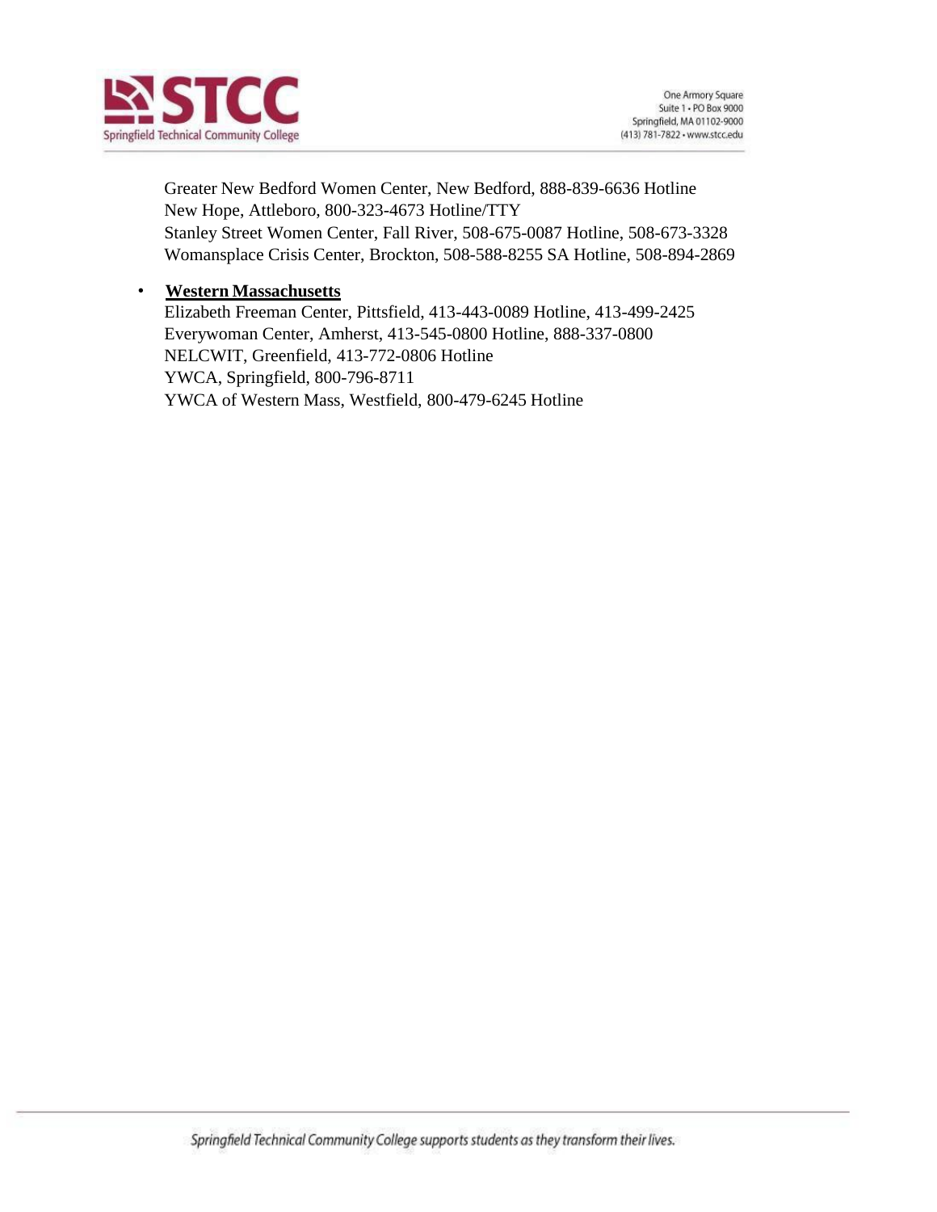Greater New Bedford Women Center, New Bedford, 888-839-6636 Hotline
New Hope, Attleboro, 800-323-4673 Hotline/TTY
Stanley Street Women Center, Fall River, 508-675-0087 Hotline, 508-673-3328
Womansplace Crisis Center, Brockton, 508-588-8255 SA Hotline, 508-894-2869

- **Western Massachusetts**

  Elizabeth Freeman Center, Pittsfield, 413-443-0089 Hotline, 413-499-2425
  Everywoman Center, Amherst, 413-545-0800 Hotline, 888-337-0800
  NELCWIT, Greenfield, 413-772-0806 Hotline
  YWCA, Springfield, 800-796-8711
  YWCA of Western Mass, Westfield, 800-479-6245 Hotline